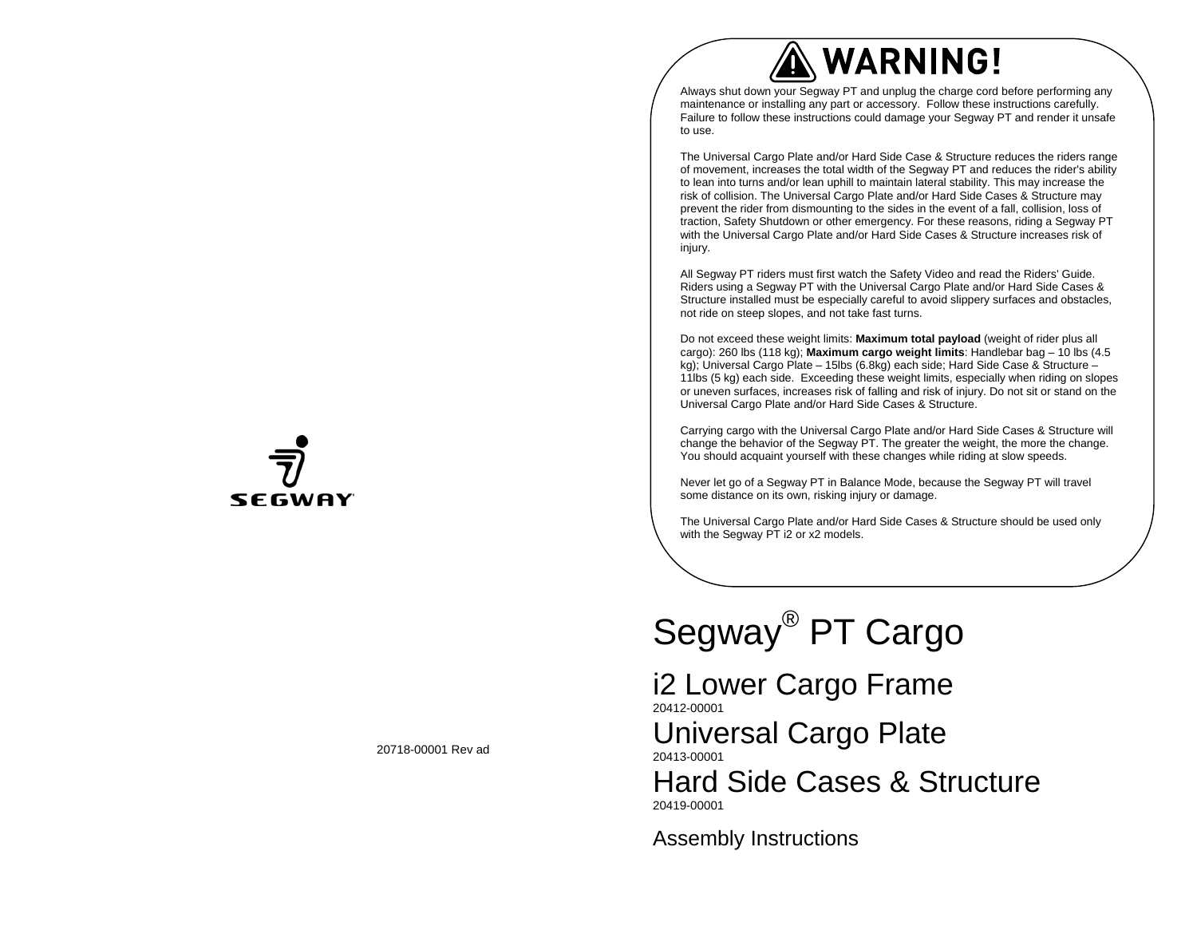SEGWAY

20718-00001 Rev ad

# ⚠ WARNING!

Always shut down your Segway PT and unplug the charge cord before performing any maintenance or installing any part or accessory. Follow these instructions carefully. Failure to follow these instructions could damage your Segway PT and render it unsafe to use.

The Universal Cargo Plate and/or Hard Side Case & Structure reduces the riders range of movement, increases the total width of the Segway PT and reduces the rider's ability to lean into turns and/or lean uphill to maintain lateral stability. This may increase the risk of collision. The Universal Cargo Plate and/or Hard Side Cases & Structure may prevent the rider from dismounting to the sides in the event of a fall, collision, loss of traction, Safety Shutdown or other emergency. For these reasons, riding a Segway PT with the Universal Cargo Plate and/or Hard Side Cases & Structure increases risk of injury.

All Segway PT riders must first watch the Safety Video and read the Riders' Guide. Riders using a Segway PT with the Universal Cargo Plate and/or Hard Side Cases & Structure installed must be especially careful to avoid slippery surfaces and obstacles, not ride on steep slopes, and not take fast turns.

Do not exceed these weight limits: **Maximum total payload** (weight of rider plus all cargo): 260 lbs (118 kg); **Maximum cargo weight limits**: Handlebar bag – 10 lbs (4.5 kg); Universal Cargo Plate – 15lbs (6.8kg) each side; Hard Side Case & Structure – 11lbs (5 kg) each side. Exceeding these weight limits, especially when riding on slopes or uneven surfaces, increases risk of falling and risk of injury. Do not sit or stand on the Universal Cargo Plate and/or Hard Side Cases & Structure.

Carrying cargo with the Universal Cargo Plate and/or Hard Side Cases & Structure will change the behavior of the Segway PT. The greater the weight, the more the change. You should acquaint yourself with these changes while riding at slow speeds.

Never let go of a Segway PT in Balance Mode, because the Segway PT will travel some distance on its own, risking injury or damage.

The Universal Cargo Plate and/or Hard Side Cases & Structure should be used only with the Segway PT i2 or x2 models.

# Segway® PT Cargo

## i2 Lower Cargo Frame

20412-00001

## Universal Cargo Plate

20413-00001

## Hard Side Cases & Structure

20419-00001

### Assembly Instructions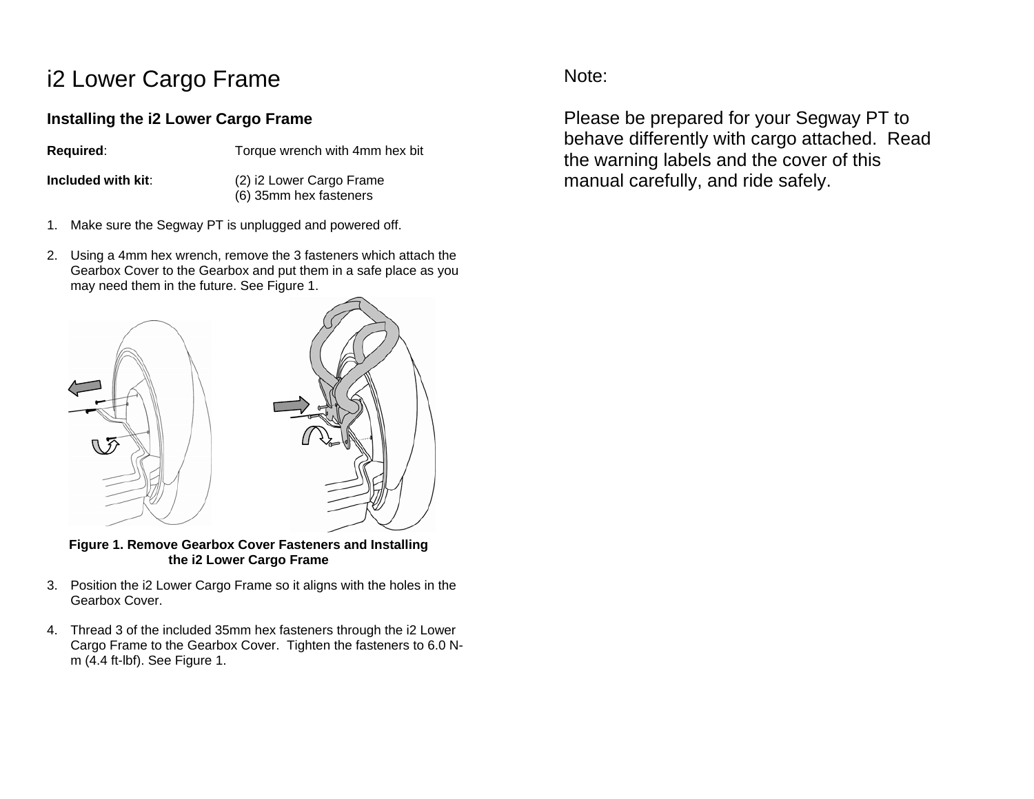# i2 Lower Cargo Frame

### Installing the i2 Lower Cargo Frame

**Required**: Torque wrench with 4mm hex bit

**Included with kit**: (2) i2 Lower Cargo Frame
(6) 35mm hex fasteners

1. Make sure the Segway PT is unplugged and powered off.

2. Using a 4mm hex wrench, remove the 3 fasteners which attach the Gearbox Cover to the Gearbox and put them in a safe place as you may need them in the future. See Figure 1.

**Figure 1. Remove Gearbox Cover Fasteners and Installing the i2 Lower Cargo Frame**

3. Position the i2 Lower Cargo Frame so it aligns with the holes in the Gearbox Cover.

4. Thread 3 of the included 35mm hex fasteners through the i2 Lower Cargo Frame to the Gearbox Cover. Tighten the fasteners to 6.0 N-m (4.4 ft-lbf). See Figure 1.

Note:

Please be prepared for your Segway PT to behave differently with cargo attached. Read the warning labels and the cover of this manual carefully, and ride safely.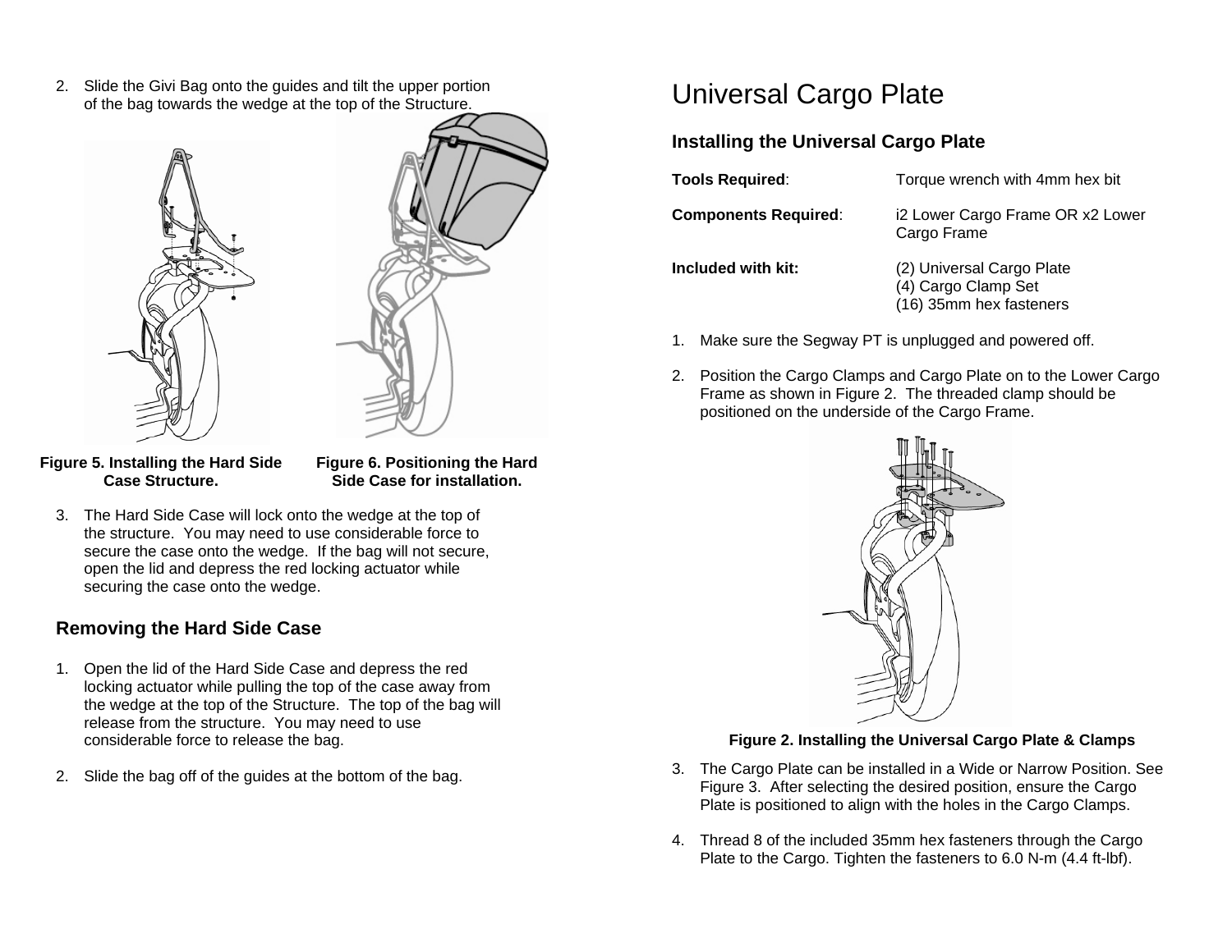2. Slide the Givi Bag onto the guides and tilt the upper portion of the bag towards the wedge at the top of the Structure.

**Figure 5. Installing the Hard Side Case Structure.**

**Figure 6. Positioning the Hard Side Case for installation.**

3. The Hard Side Case will lock onto the wedge at the top of the structure. You may need to use considerable force to secure the case onto the wedge. If the bag will not secure, open the lid and depress the red locking actuator while securing the case onto the wedge.

## Removing the Hard Side Case

1. Open the lid of the Hard Side Case and depress the red locking actuator while pulling the top of the case away from the wedge at the top of the Structure. The top of the bag will release from the structure. You may need to use considerable force to release the bag.

2. Slide the bag off of the guides at the bottom of the bag.

# Universal Cargo Plate

## Installing the Universal Cargo Plate

**Tools Required**: Torque wrench with 4mm hex bit

**Components Required**: i2 Lower Cargo Frame OR x2 Lower Cargo Frame

**Included with kit:** (2) Universal Cargo Plate
(4) Cargo Clamp Set
(16) 35mm hex fasteners

1. Make sure the Segway PT is unplugged and powered off.

2. Position the Cargo Clamps and Cargo Plate on to the Lower Cargo Frame as shown in Figure 2. The threaded clamp should be positioned on the underside of the Cargo Frame.

**Figure 2. Installing the Universal Cargo Plate & Clamps**

3. The Cargo Plate can be installed in a Wide or Narrow Position. See Figure 3. After selecting the desired position, ensure the Cargo Plate is positioned to align with the holes in the Cargo Clamps.

4. Thread 8 of the included 35mm hex fasteners through the Cargo Plate to the Cargo. Tighten the fasteners to 6.0 N-m (4.4 ft-lbf).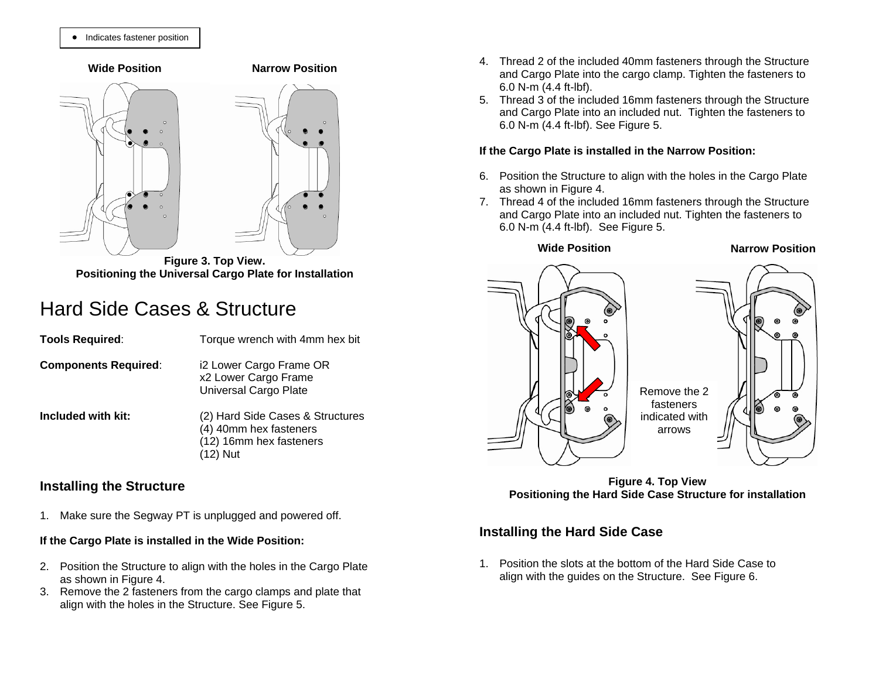● Indicates fastener position

Wide Position

Narrow Position

**Figure 3. Top View.**
**Positioning the Universal Cargo Plate for Installation**

# Hard Side Cases & Structure

**Tools Required**: Torque wrench with 4mm hex bit

**Components Required**: i2 Lower Cargo Frame OR x2 Lower Cargo Frame Universal Cargo Plate

**Included with kit:** (2) Hard Side Cases & Structures
(4) 40mm hex fasteners
(12) 16mm hex fasteners
(12) Nut

## Installing the Structure

1. Make sure the Segway PT is unplugged and powered off.

**If the Cargo Plate is installed in the Wide Position:**

2. Position the Structure to align with the holes in the Cargo Plate as shown in Figure 4.
3. Remove the 2 fasteners from the cargo clamps and plate that align with the holes in the Structure. See Figure 5.
4. Thread 2 of the included 40mm fasteners through the Structure and Cargo Plate into the cargo clamp. Tighten the fasteners to 6.0 N-m (4.4 ft-lbf).
5. Thread 3 of the included 16mm fasteners through the Structure and Cargo Plate into an included nut. Tighten the fasteners to 6.0 N-m (4.4 ft-lbf). See Figure 5.

**If the Cargo Plate is installed in the Narrow Position:**

6. Position the Structure to align with the holes in the Cargo Plate as shown in Figure 4.
7. Thread 4 of the included 16mm fasteners through the Structure and Cargo Plate into an included nut. Tighten the fasteners to 6.0 N-m (4.4 ft-lbf). See Figure 5.

Wide Position

Narrow Position

Remove the 2 fasteners indicated with arrows

**Figure 4. Top View**
**Positioning the Hard Side Case Structure for installation**

## Installing the Hard Side Case

1. Position the slots at the bottom of the Hard Side Case to align with the guides on the Structure. See Figure 6.